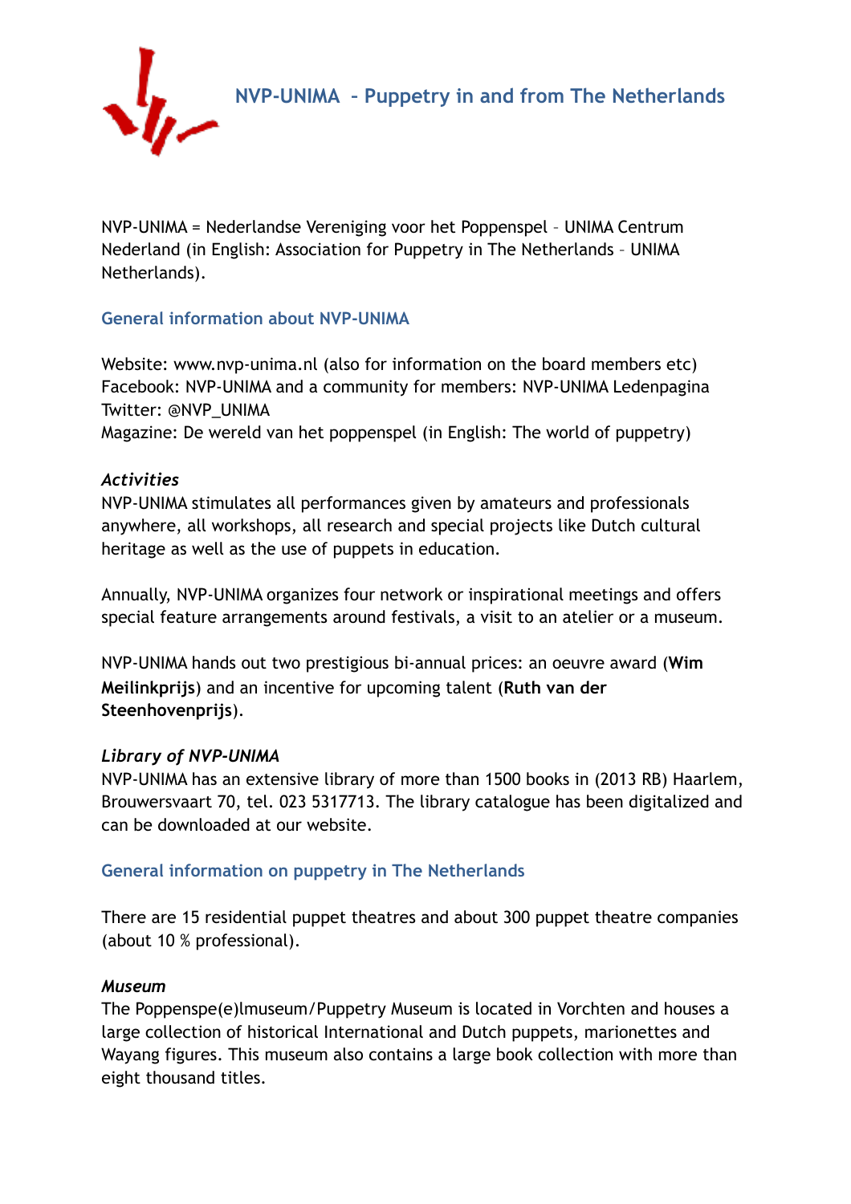# NVP-UNIMA - Puppetry in and from The Netherlands

NVP-UNIMA = Nederlandse Vereniging voor het Poppenspel – UNIMA Centrum Nederland (in English: Association for Puppetry in The Netherlands – UNIMA Netherlands).

## General information about NVP-UNIMA

Website: www.nvp-unima.nl (also for information on the board members etc)
Facebook: NVP-UNIMA and a community for members: NVP-UNIMA Ledenpagina
Twitter: @NVP_UNIMA
Magazine: De wereld van het poppenspel (in English: The world of puppetry)

### *Activities*

NVP-UNIMA stimulates all performances given by amateurs and professionals anywhere, all workshops, all research and special projects like Dutch cultural heritage as well as the use of puppets in education.

Annually, NVP-UNIMA organizes four network or inspirational meetings and offers special feature arrangements around festivals, a visit to an atelier or a museum.

NVP-UNIMA hands out two prestigious bi-annual prices: an oeuvre award (**Wim Meilinkprijs**) and an incentive for upcoming talent (**Ruth van der Steenhovenprijs**).

### *Library of NVP-UNIMA*

NVP-UNIMA has an extensive library of more than 1500 books in (2013 RB) Haarlem, Brouwersvaart 70, tel. 023 5317713. The library catalogue has been digitalized and can be downloaded at our website.

## General information on puppetry in The Netherlands

There are 15 residential puppet theatres and about 300 puppet theatre companies (about 10 % professional).

### *Museum*

The Poppenspe(e)lmuseum/Puppetry Museum is located in Vorchten and houses a large collection of historical International and Dutch puppets, marionettes and Wayang figures. This museum also contains a large book collection with more than eight thousand titles.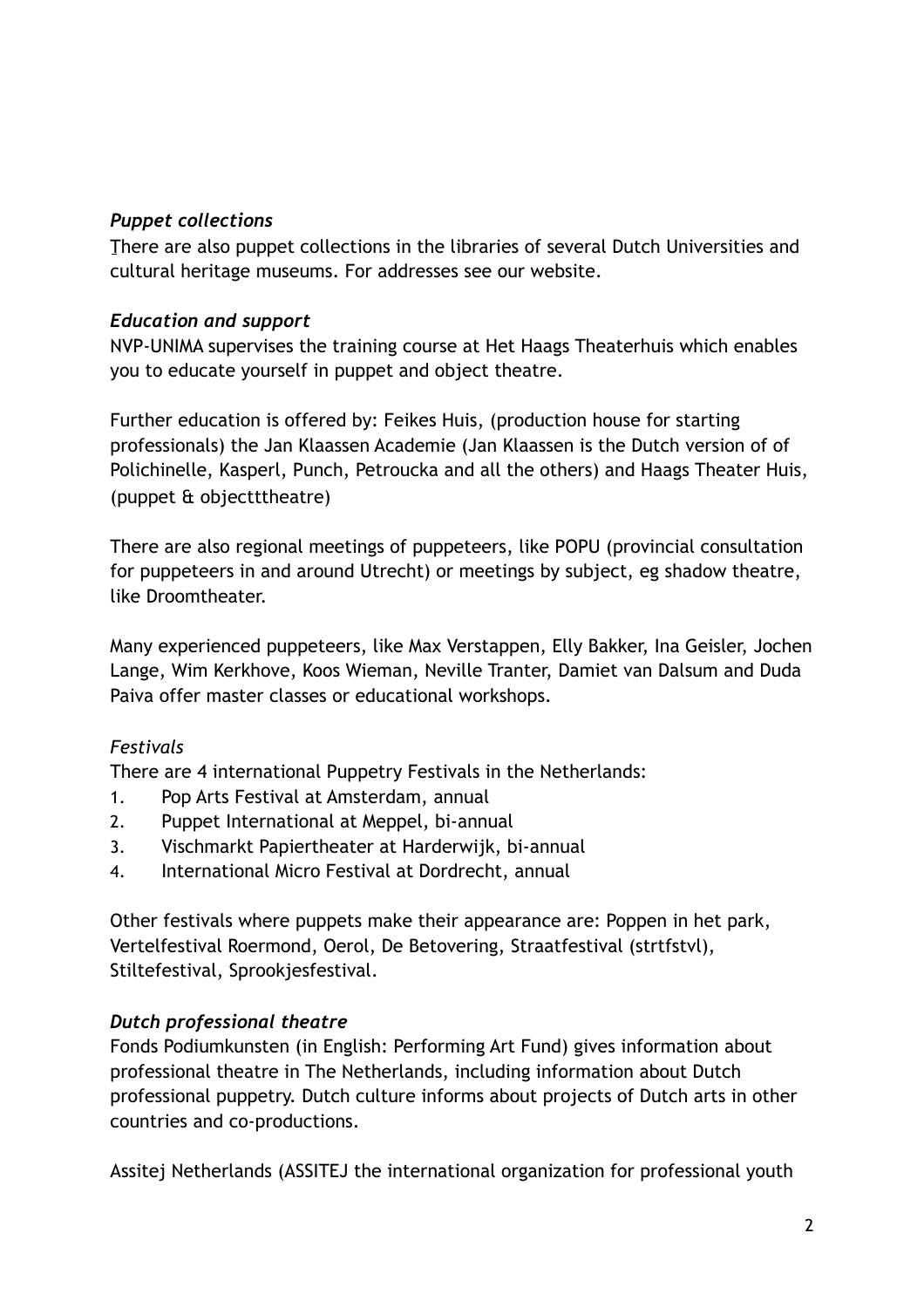### *Puppet collections*

There are also puppet collections in the libraries of several Dutch Universities and cultural heritage museums. For addresses see our website.

### *Education and support*

NVP-UNIMA supervises the training course at Het Haags Theaterhuis which enables you to educate yourself in puppet and object theatre.

Further education is offered by: Feikes Huis, (production house for starting professionals) the Jan Klaassen Academie (Jan Klaassen is the Dutch version of of Polichinelle, Kasperl, Punch, Petroucka and all the others) and Haags Theater Huis, (puppet & objectttheatre)

There are also regional meetings of puppeteers, like POPU (provincial consultation for puppeteers in and around Utrecht) or meetings by subject, eg shadow theatre, like Droomtheater.

Many experienced puppeteers, like Max Verstappen, Elly Bakker, Ina Geisler, Jochen Lange, Wim Kerkhove, Koos Wieman, Neville Tranter, Damiet van Dalsum and Duda Paiva offer master classes or educational workshops.

### *Festivals*

There are 4 international Puppetry Festivals in the Netherlands:

1. Pop Arts Festival at Amsterdam, annual
2. Puppet International at Meppel, bi-annual
3. Vischmarkt Papiertheater at Harderwijk, bi-annual
4. International Micro Festival at Dordrecht, annual

Other festivals where puppets make their appearance are: Poppen in het park, Vertelfestival Roermond, Oerol, De Betovering, Straatfestival (strtfstvl), Stiltefestival, Sprookjesfestival.

### *Dutch professional theatre*

Fonds Podiumkunsten (in English: Performing Art Fund) gives information about professional theatre in The Netherlands, including information about Dutch professional puppetry. Dutch culture informs about projects of Dutch arts in other countries and co-productions.

Assitej Netherlands (ASSITEJ the international organization for professional youth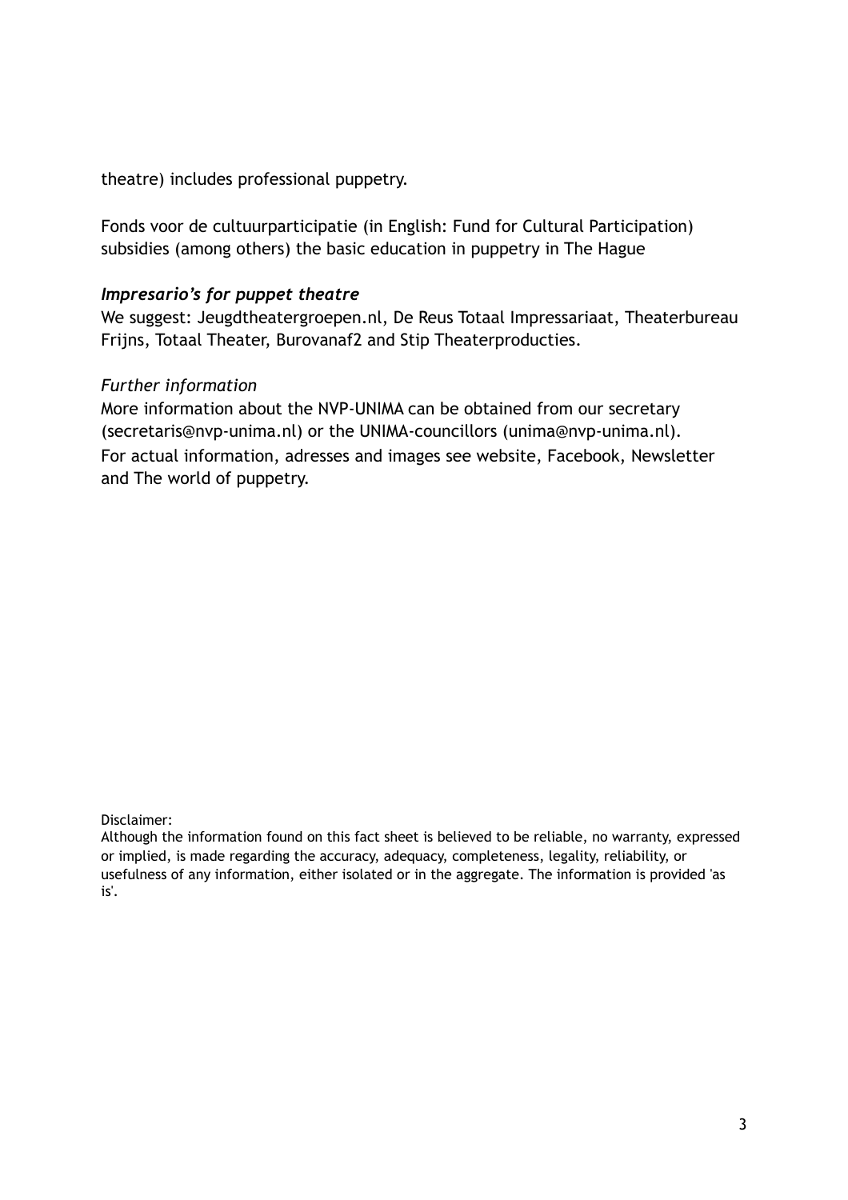theatre) includes professional puppetry.

Fonds voor de cultuurparticipatie (in English: Fund for Cultural Participation) subsidies (among others) the basic education in puppetry in The Hague

***Impresario's for puppet theatre***

We suggest: Jeugdtheatergroepen.nl, De Reus Totaal Impressariaat, Theaterbureau Frijns, Totaal Theater, Burovanaf2 and Stip Theaterproducties.

*Further information*

More information about the NVP-UNIMA can be obtained from our secretary (secretaris@nvp-unima.nl) or the UNIMA-councillors (unima@nvp-unima.nl).
For actual information, adresses and images see website, Facebook, Newsletter and The world of puppetry.

Disclaimer:
Although the information found on this fact sheet is believed to be reliable, no warranty, expressed or implied, is made regarding the accuracy, adequacy, completeness, legality, reliability, or usefulness of any information, either isolated or in the aggregate. The information is provided 'as is'.